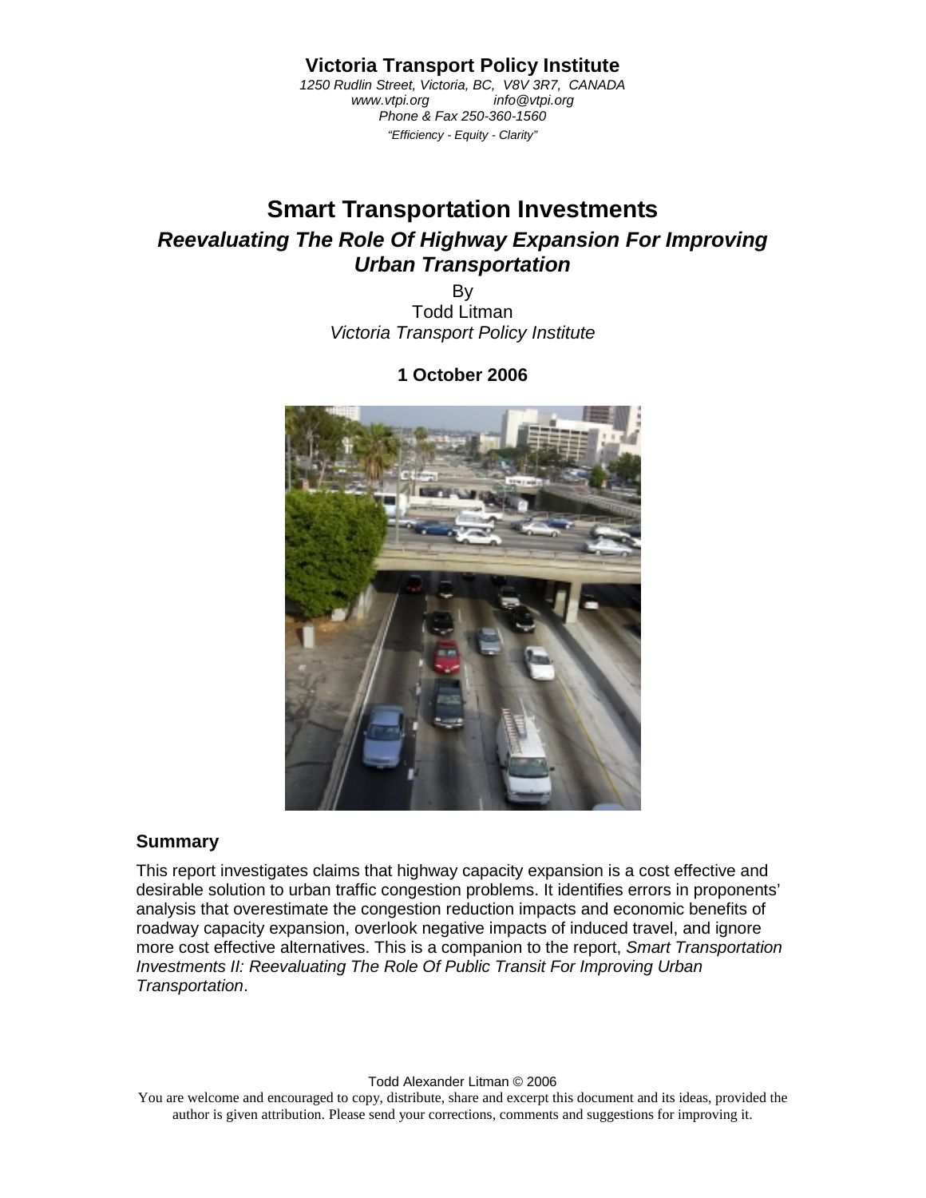**Victoria Transport Policy Institute**

*1250 Rudlin Street, Victoria, BC, V8V 3R7, CANADA*
*www.vtpi.org info@vtpi.org*
*Phone & Fax 250-360-1560*
*"Efficiency - Equity - Clarity"*

# Smart Transportation Investments

## *Reevaluating The Role Of Highway Expansion For Improving Urban Transportation*

By
Todd Litman
*Victoria Transport Policy Institute*

**1 October 2006**

### Summary

This report investigates claims that highway capacity expansion is a cost effective and desirable solution to urban traffic congestion problems. It identifies errors in proponents' analysis that overestimate the congestion reduction impacts and economic benefits of roadway capacity expansion, overlook negative impacts of induced travel, and ignore more cost effective alternatives. This is a companion to the report, *Smart Transportation Investments II: Reevaluating The Role Of Public Transit For Improving Urban Transportation*.

Todd Alexander Litman © 2006

You are welcome and encouraged to copy, distribute, share and excerpt this document and its ideas, provided the author is given attribution. Please send your corrections, comments and suggestions for improving it.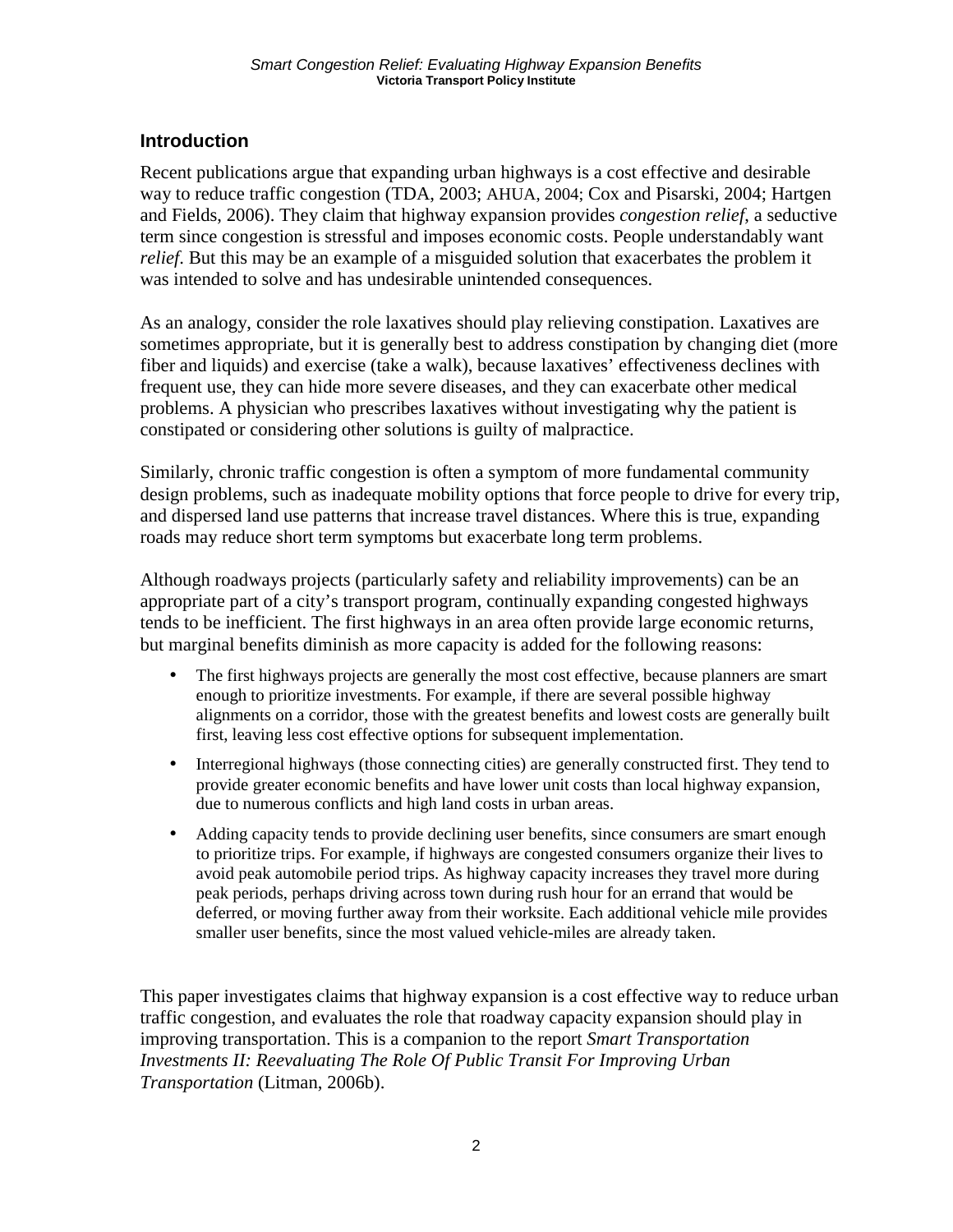## Introduction

Recent publications argue that expanding urban highways is a cost effective and desirable way to reduce traffic congestion (TDA, 2003; AHUA, 2004; Cox and Pisarski, 2004; Hartgen and Fields, 2006). They claim that highway expansion provides *congestion relief*, a seductive term since congestion is stressful and imposes economic costs. People understandably want *relief*. But this may be an example of a misguided solution that exacerbates the problem it was intended to solve and has undesirable unintended consequences.

As an analogy, consider the role laxatives should play relieving constipation. Laxatives are sometimes appropriate, but it is generally best to address constipation by changing diet (more fiber and liquids) and exercise (take a walk), because laxatives' effectiveness declines with frequent use, they can hide more severe diseases, and they can exacerbate other medical problems. A physician who prescribes laxatives without investigating why the patient is constipated or considering other solutions is guilty of malpractice.

Similarly, chronic traffic congestion is often a symptom of more fundamental community design problems, such as inadequate mobility options that force people to drive for every trip, and dispersed land use patterns that increase travel distances. Where this is true, expanding roads may reduce short term symptoms but exacerbate long term problems.

Although roadways projects (particularly safety and reliability improvements) can be an appropriate part of a city's transport program, continually expanding congested highways tends to be inefficient. The first highways in an area often provide large economic returns, but marginal benefits diminish as more capacity is added for the following reasons:

- The first highways projects are generally the most cost effective, because planners are smart enough to prioritize investments. For example, if there are several possible highway alignments on a corridor, those with the greatest benefits and lowest costs are generally built first, leaving less cost effective options for subsequent implementation.
- Interregional highways (those connecting cities) are generally constructed first. They tend to provide greater economic benefits and have lower unit costs than local highway expansion, due to numerous conflicts and high land costs in urban areas.
- Adding capacity tends to provide declining user benefits, since consumers are smart enough to prioritize trips. For example, if highways are congested consumers organize their lives to avoid peak automobile period trips. As highway capacity increases they travel more during peak periods, perhaps driving across town during rush hour for an errand that would be deferred, or moving further away from their worksite. Each additional vehicle mile provides smaller user benefits, since the most valued vehicle-miles are already taken.

This paper investigates claims that highway expansion is a cost effective way to reduce urban traffic congestion, and evaluates the role that roadway capacity expansion should play in improving transportation. This is a companion to the report *Smart Transportation Investments II: Reevaluating The Role Of Public Transit For Improving Urban Transportation* (Litman, 2006b).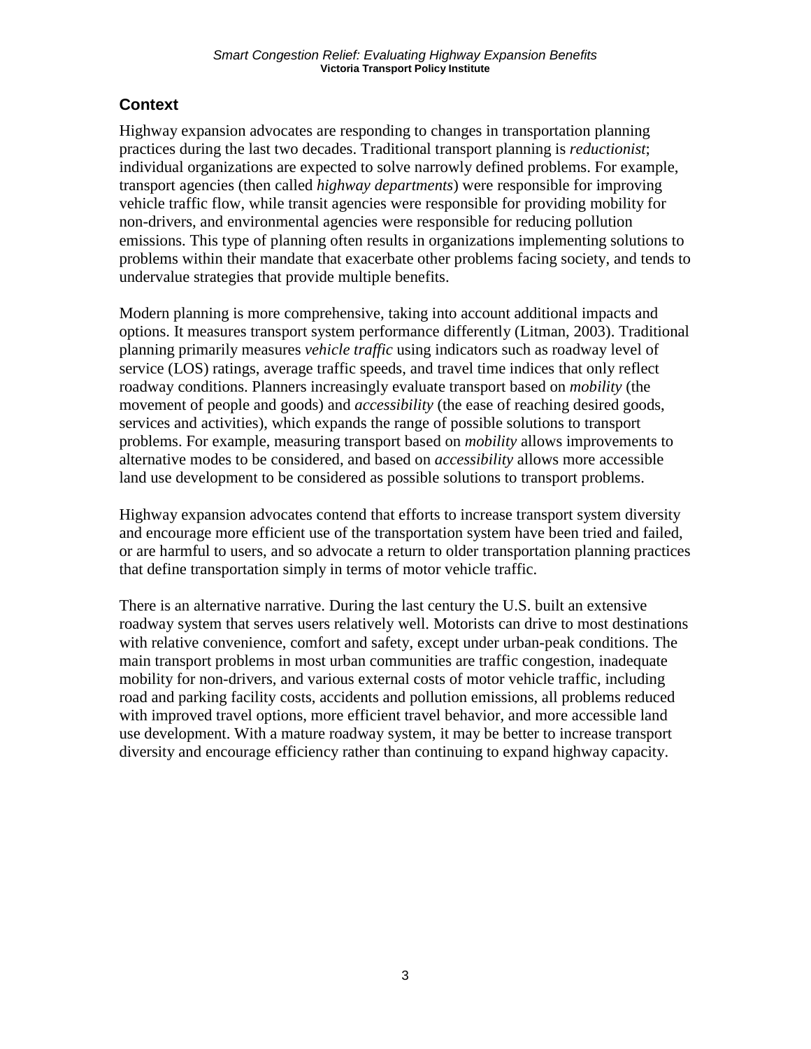## Context

Highway expansion advocates are responding to changes in transportation planning practices during the last two decades. Traditional transport planning is *reductionist*; individual organizations are expected to solve narrowly defined problems. For example, transport agencies (then called *highway departments*) were responsible for improving vehicle traffic flow, while transit agencies were responsible for providing mobility for non-drivers, and environmental agencies were responsible for reducing pollution emissions. This type of planning often results in organizations implementing solutions to problems within their mandate that exacerbate other problems facing society, and tends to undervalue strategies that provide multiple benefits.

Modern planning is more comprehensive, taking into account additional impacts and options. It measures transport system performance differently (Litman, 2003). Traditional planning primarily measures *vehicle traffic* using indicators such as roadway level of service (LOS) ratings, average traffic speeds, and travel time indices that only reflect roadway conditions. Planners increasingly evaluate transport based on *mobility* (the movement of people and goods) and *accessibility* (the ease of reaching desired goods, services and activities), which expands the range of possible solutions to transport problems. For example, measuring transport based on *mobility* allows improvements to alternative modes to be considered, and based on *accessibility* allows more accessible land use development to be considered as possible solutions to transport problems.

Highway expansion advocates contend that efforts to increase transport system diversity and encourage more efficient use of the transportation system have been tried and failed, or are harmful to users, and so advocate a return to older transportation planning practices that define transportation simply in terms of motor vehicle traffic.

There is an alternative narrative. During the last century the U.S. built an extensive roadway system that serves users relatively well. Motorists can drive to most destinations with relative convenience, comfort and safety, except under urban-peak conditions. The main transport problems in most urban communities are traffic congestion, inadequate mobility for non-drivers, and various external costs of motor vehicle traffic, including road and parking facility costs, accidents and pollution emissions, all problems reduced with improved travel options, more efficient travel behavior, and more accessible land use development. With a mature roadway system, it may be better to increase transport diversity and encourage efficiency rather than continuing to expand highway capacity.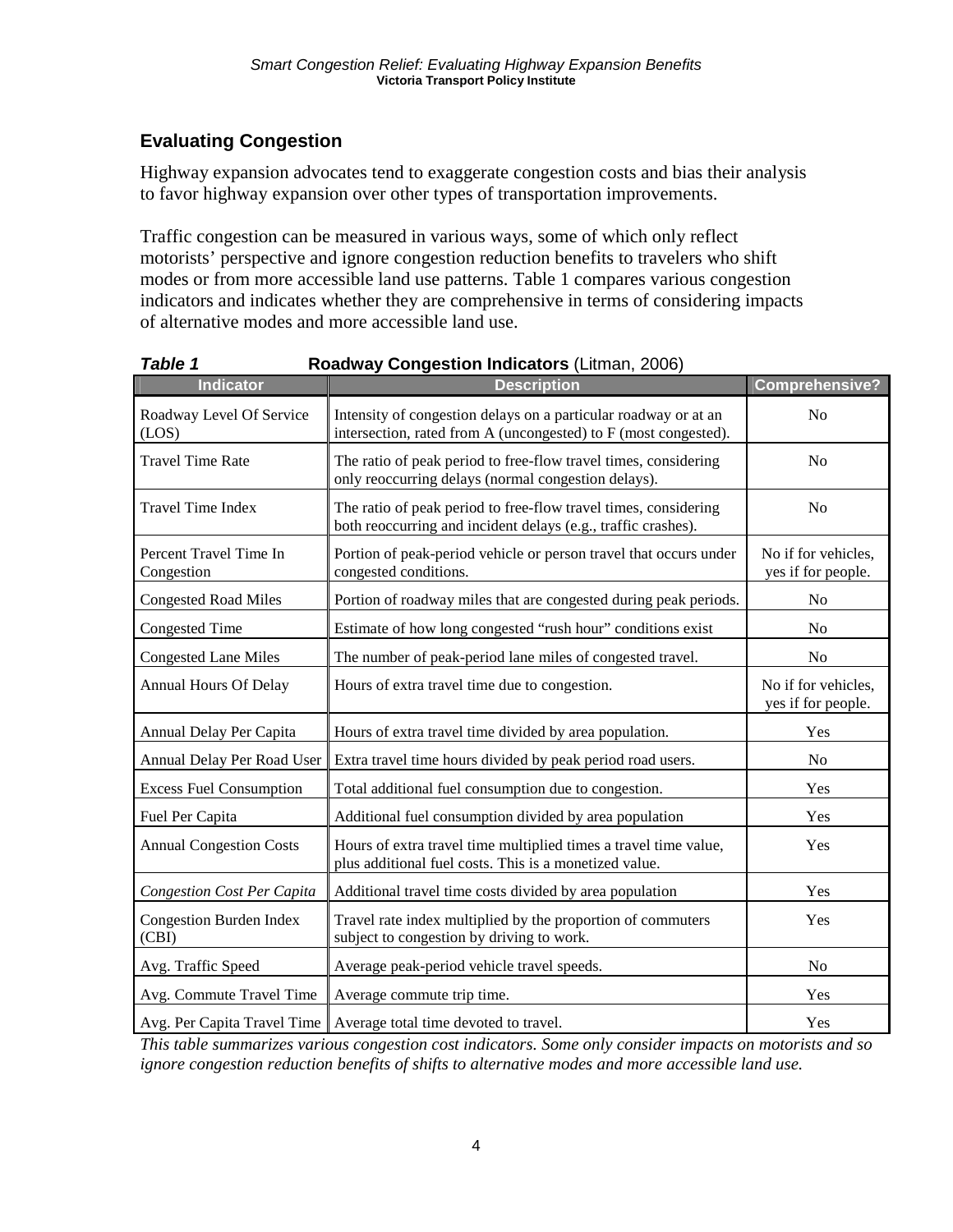## Evaluating Congestion

Highway expansion advocates tend to exaggerate congestion costs and bias their analysis to favor highway expansion over other types of transportation improvements.

Traffic congestion can be measured in various ways, some of which only reflect motorists' perspective and ignore congestion reduction benefits to travelers who shift modes or from more accessible land use patterns. Table 1 compares various congestion indicators and indicates whether they are comprehensive in terms of considering impacts of alternative modes and more accessible land use.

***Table 1*** **Roadway Congestion Indicators** (Litman, 2006)

| Indicator | Description | Comprehensive? |
|---|---|---|
| Roadway Level Of Service (LOS) | Intensity of congestion delays on a particular roadway or at an intersection, rated from A (uncongested) to F (most congested). | No |
| Travel Time Rate | The ratio of peak period to free-flow travel times, considering only reoccurring delays (normal congestion delays). | No |
| Travel Time Index | The ratio of peak period to free-flow travel times, considering both reoccurring and incident delays (e.g., traffic crashes). | No |
| Percent Travel Time In Congestion | Portion of peak-period vehicle or person travel that occurs under congested conditions. | No if for vehicles, yes if for people. |
| Congested Road Miles | Portion of roadway miles that are congested during peak periods. | No |
| Congested Time | Estimate of how long congested "rush hour" conditions exist | No |
| Congested Lane Miles | The number of peak-period lane miles of congested travel. | No |
| Annual Hours Of Delay | Hours of extra travel time due to congestion. | No if for vehicles, yes if for people. |
| Annual Delay Per Capita | Hours of extra travel time divided by area population. | Yes |
| Annual Delay Per Road User | Extra travel time hours divided by peak period road users. | No |
| Excess Fuel Consumption | Total additional fuel consumption due to congestion. | Yes |
| Fuel Per Capita | Additional fuel consumption divided by area population | Yes |
| Annual Congestion Costs | Hours of extra travel time multiplied times a travel time value, plus additional fuel costs. This is a monetized value. | Yes |
| *Congestion Cost Per Capita* | Additional travel time costs divided by area population | Yes |
| Congestion Burden Index (CBI) | Travel rate index multiplied by the proportion of commuters subject to congestion by driving to work. | Yes |
| Avg. Traffic Speed | Average peak-period vehicle travel speeds. | No |
| Avg. Commute Travel Time | Average commute trip time. | Yes |
| Avg. Per Capita Travel Time | Average total time devoted to travel. | Yes |

*This table summarizes various congestion cost indicators. Some only consider impacts on motorists and so ignore congestion reduction benefits of shifts to alternative modes and more accessible land use.*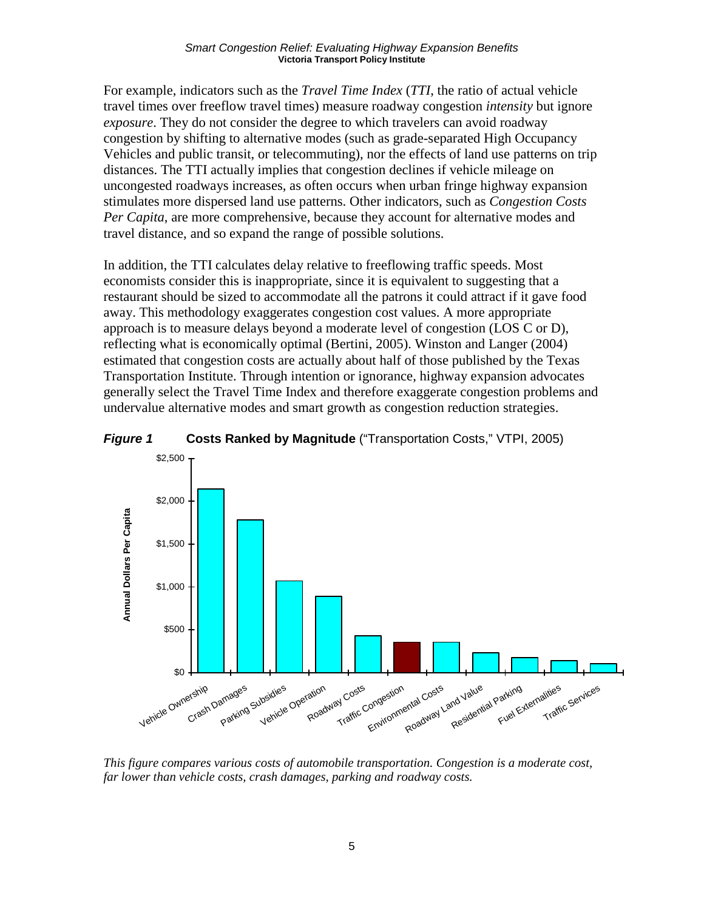For example, indicators such as the *Travel Time Index* (*TTI*, the ratio of actual vehicle travel times over freeflow travel times) measure roadway congestion *intensity* but ignore *exposure*. They do not consider the degree to which travelers can avoid roadway congestion by shifting to alternative modes (such as grade-separated High Occupancy Vehicles and public transit, or telecommuting), nor the effects of land use patterns on trip distances. The TTI actually implies that congestion declines if vehicle mileage on uncongested roadways increases, as often occurs when urban fringe highway expansion stimulates more dispersed land use patterns. Other indicators, such as *Congestion Costs Per Capita*, are more comprehensive, because they account for alternative modes and travel distance, and so expand the range of possible solutions.

In addition, the TTI calculates delay relative to freeflowing traffic speeds. Most economists consider this is inappropriate, since it is equivalent to suggesting that a restaurant should be sized to accommodate all the patrons it could attract if it gave food away. This methodology exaggerates congestion cost values. A more appropriate approach is to measure delays beyond a moderate level of congestion (LOS C or D), reflecting what is economically optimal (Bertini, 2005). Winston and Langer (2004) estimated that congestion costs are actually about half of those published by the Texas Transportation Institute. Through intention or ignorance, highway expansion advocates generally select the Travel Time Index and therefore exaggerate congestion problems and undervalue alternative modes and smart growth as congestion reduction strategies.

***Figure 1*** **Costs Ranked by Magnitude** ("Transportation Costs," VTPI, 2005)

*This figure compares various costs of automobile transportation. Congestion is a moderate cost, far lower than vehicle costs, crash damages, parking and roadway costs.*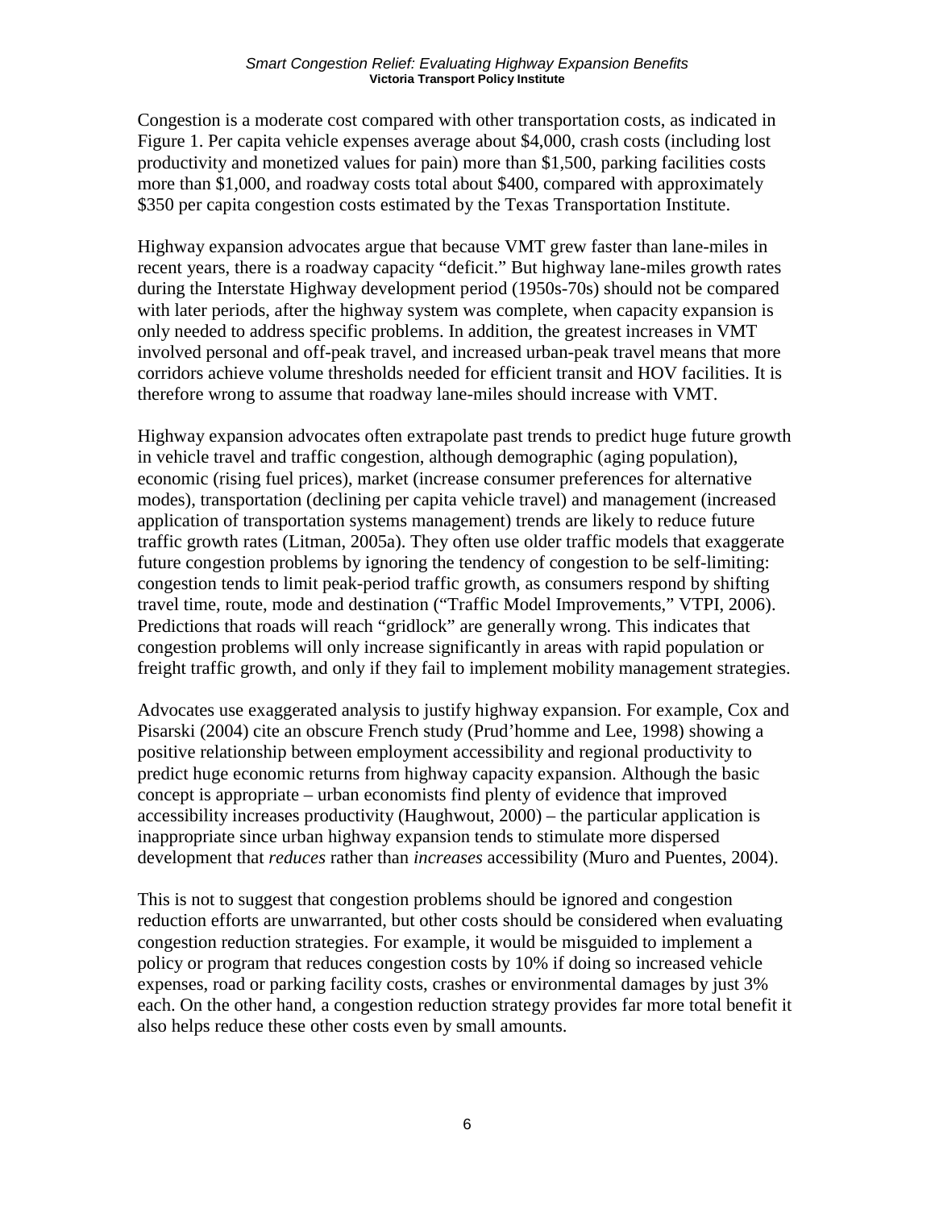Congestion is a moderate cost compared with other transportation costs, as indicated in Figure 1. Per capita vehicle expenses average about $4,000, crash costs (including lost productivity and monetized values for pain) more than $1,500, parking facilities costs more than $1,000, and roadway costs total about $400, compared with approximately $350 per capita congestion costs estimated by the Texas Transportation Institute.

Highway expansion advocates argue that because VMT grew faster than lane-miles in recent years, there is a roadway capacity "deficit." But highway lane-miles growth rates during the Interstate Highway development period (1950s-70s) should not be compared with later periods, after the highway system was complete, when capacity expansion is only needed to address specific problems. In addition, the greatest increases in VMT involved personal and off-peak travel, and increased urban-peak travel means that more corridors achieve volume thresholds needed for efficient transit and HOV facilities. It is therefore wrong to assume that roadway lane-miles should increase with VMT.

Highway expansion advocates often extrapolate past trends to predict huge future growth in vehicle travel and traffic congestion, although demographic (aging population), economic (rising fuel prices), market (increase consumer preferences for alternative modes), transportation (declining per capita vehicle travel) and management (increased application of transportation systems management) trends are likely to reduce future traffic growth rates (Litman, 2005a). They often use older traffic models that exaggerate future congestion problems by ignoring the tendency of congestion to be self-limiting: congestion tends to limit peak-period traffic growth, as consumers respond by shifting travel time, route, mode and destination ("Traffic Model Improvements," VTPI, 2006). Predictions that roads will reach "gridlock" are generally wrong. This indicates that congestion problems will only increase significantly in areas with rapid population or freight traffic growth, and only if they fail to implement mobility management strategies.

Advocates use exaggerated analysis to justify highway expansion. For example, Cox and Pisarski (2004) cite an obscure French study (Prud'homme and Lee, 1998) showing a positive relationship between employment accessibility and regional productivity to predict huge economic returns from highway capacity expansion. Although the basic concept is appropriate – urban economists find plenty of evidence that improved accessibility increases productivity (Haughwout, 2000) – the particular application is inappropriate since urban highway expansion tends to stimulate more dispersed development that *reduces* rather than *increases* accessibility (Muro and Puentes, 2004).

This is not to suggest that congestion problems should be ignored and congestion reduction efforts are unwarranted, but other costs should be considered when evaluating congestion reduction strategies. For example, it would be misguided to implement a policy or program that reduces congestion costs by 10% if doing so increased vehicle expenses, road or parking facility costs, crashes or environmental damages by just 3% each. On the other hand, a congestion reduction strategy provides far more total benefit it also helps reduce these other costs even by small amounts.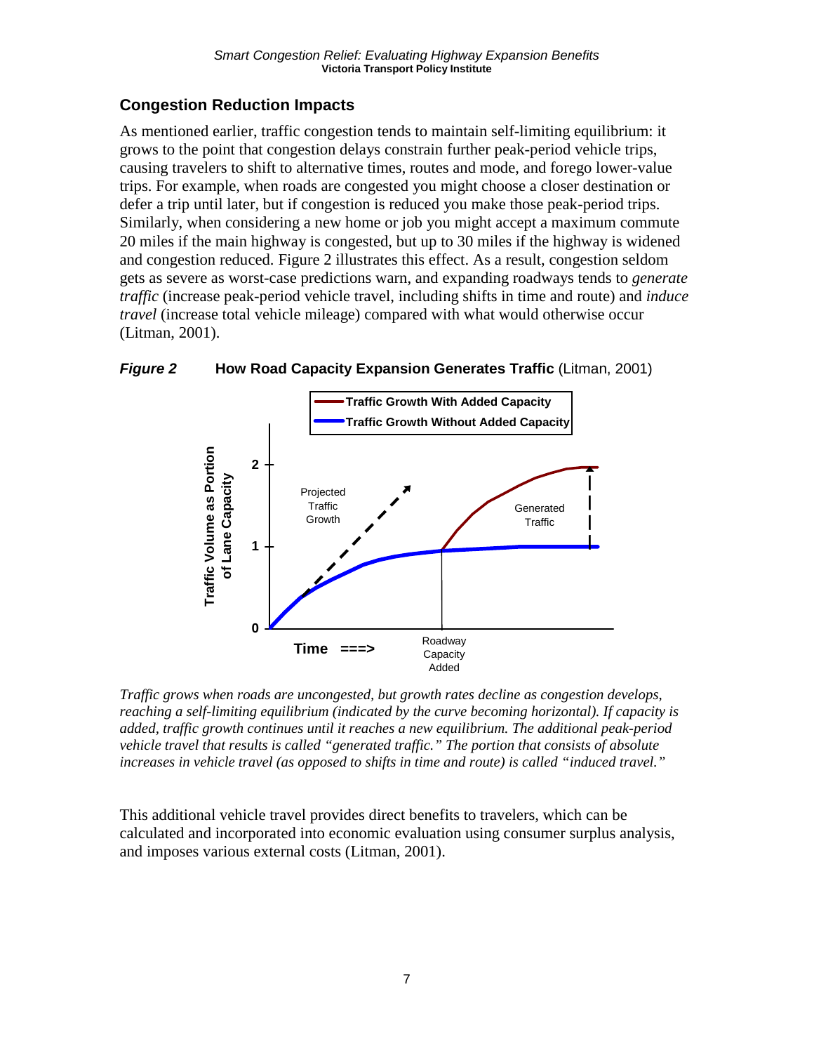## Congestion Reduction Impacts

As mentioned earlier, traffic congestion tends to maintain self-limiting equilibrium: it grows to the point that congestion delays constrain further peak-period vehicle trips, causing travelers to shift to alternative times, routes and mode, and forego lower-value trips. For example, when roads are congested you might choose a closer destination or defer a trip until later, but if congestion is reduced you make those peak-period trips. Similarly, when considering a new home or job you might accept a maximum commute 20 miles if the main highway is congested, but up to 30 miles if the highway is widened and congestion reduced. Figure 2 illustrates this effect. As a result, congestion seldom gets as severe as worst-case predictions warn, and expanding roadways tends to *generate traffic* (increase peak-period vehicle travel, including shifts in time and route) and *induce travel* (increase total vehicle mileage) compared with what would otherwise occur (Litman, 2001).

***Figure 2*** **How Road Capacity Expansion Generates Traffic** (Litman, 2001)

*Traffic grows when roads are uncongested, but growth rates decline as congestion develops, reaching a self-limiting equilibrium (indicated by the curve becoming horizontal). If capacity is added, traffic growth continues until it reaches a new equilibrium. The additional peak-period vehicle travel that results is called "generated traffic." The portion that consists of absolute increases in vehicle travel (as opposed to shifts in time and route) is called "induced travel."*

This additional vehicle travel provides direct benefits to travelers, which can be calculated and incorporated into economic evaluation using consumer surplus analysis, and imposes various external costs (Litman, 2001).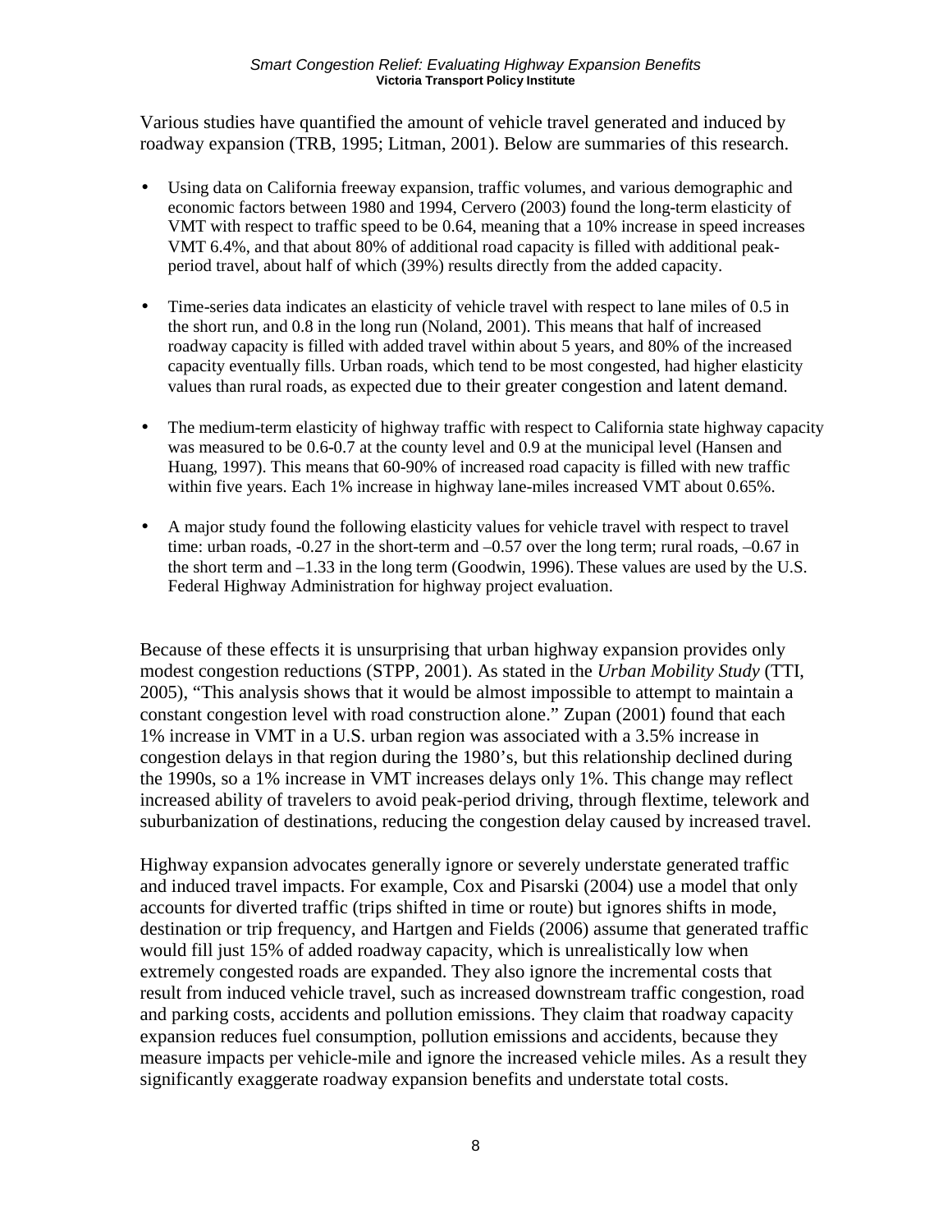Various studies have quantified the amount of vehicle travel generated and induced by roadway expansion (TRB, 1995; Litman, 2001). Below are summaries of this research.

- Using data on California freeway expansion, traffic volumes, and various demographic and economic factors between 1980 and 1994, Cervero (2003) found the long-term elasticity of VMT with respect to traffic speed to be 0.64, meaning that a 10% increase in speed increases VMT 6.4%, and that about 80% of additional road capacity is filled with additional peak-period travel, about half of which (39%) results directly from the added capacity.

- Time-series data indicates an elasticity of vehicle travel with respect to lane miles of 0.5 in the short run, and 0.8 in the long run (Noland, 2001). This means that half of increased roadway capacity is filled with added travel within about 5 years, and 80% of the increased capacity eventually fills. Urban roads, which tend to be most congested, had higher elasticity values than rural roads, as expected due to their greater congestion and latent demand.

- The medium-term elasticity of highway traffic with respect to California state highway capacity was measured to be 0.6-0.7 at the county level and 0.9 at the municipal level (Hansen and Huang, 1997). This means that 60-90% of increased road capacity is filled with new traffic within five years. Each 1% increase in highway lane-miles increased VMT about 0.65%.

- A major study found the following elasticity values for vehicle travel with respect to travel time: urban roads, -0.27 in the short-term and –0.57 over the long term; rural roads, –0.67 in the short term and –1.33 in the long term (Goodwin, 1996). These values are used by the U.S. Federal Highway Administration for highway project evaluation.

Because of these effects it is unsurprising that urban highway expansion provides only modest congestion reductions (STPP, 2001). As stated in the *Urban Mobility Study* (TTI, 2005), "This analysis shows that it would be almost impossible to attempt to maintain a constant congestion level with road construction alone." Zupan (2001) found that each 1% increase in VMT in a U.S. urban region was associated with a 3.5% increase in congestion delays in that region during the 1980's, but this relationship declined during the 1990s, so a 1% increase in VMT increases delays only 1%. This change may reflect increased ability of travelers to avoid peak-period driving, through flextime, telework and suburbanization of destinations, reducing the congestion delay caused by increased travel.

Highway expansion advocates generally ignore or severely understate generated traffic and induced travel impacts. For example, Cox and Pisarski (2004) use a model that only accounts for diverted traffic (trips shifted in time or route) but ignores shifts in mode, destination or trip frequency, and Hartgen and Fields (2006) assume that generated traffic would fill just 15% of added roadway capacity, which is unrealistically low when extremely congested roads are expanded. They also ignore the incremental costs that result from induced vehicle travel, such as increased downstream traffic congestion, road and parking costs, accidents and pollution emissions. They claim that roadway capacity expansion reduces fuel consumption, pollution emissions and accidents, because they measure impacts per vehicle-mile and ignore the increased vehicle miles. As a result they significantly exaggerate roadway expansion benefits and understate total costs.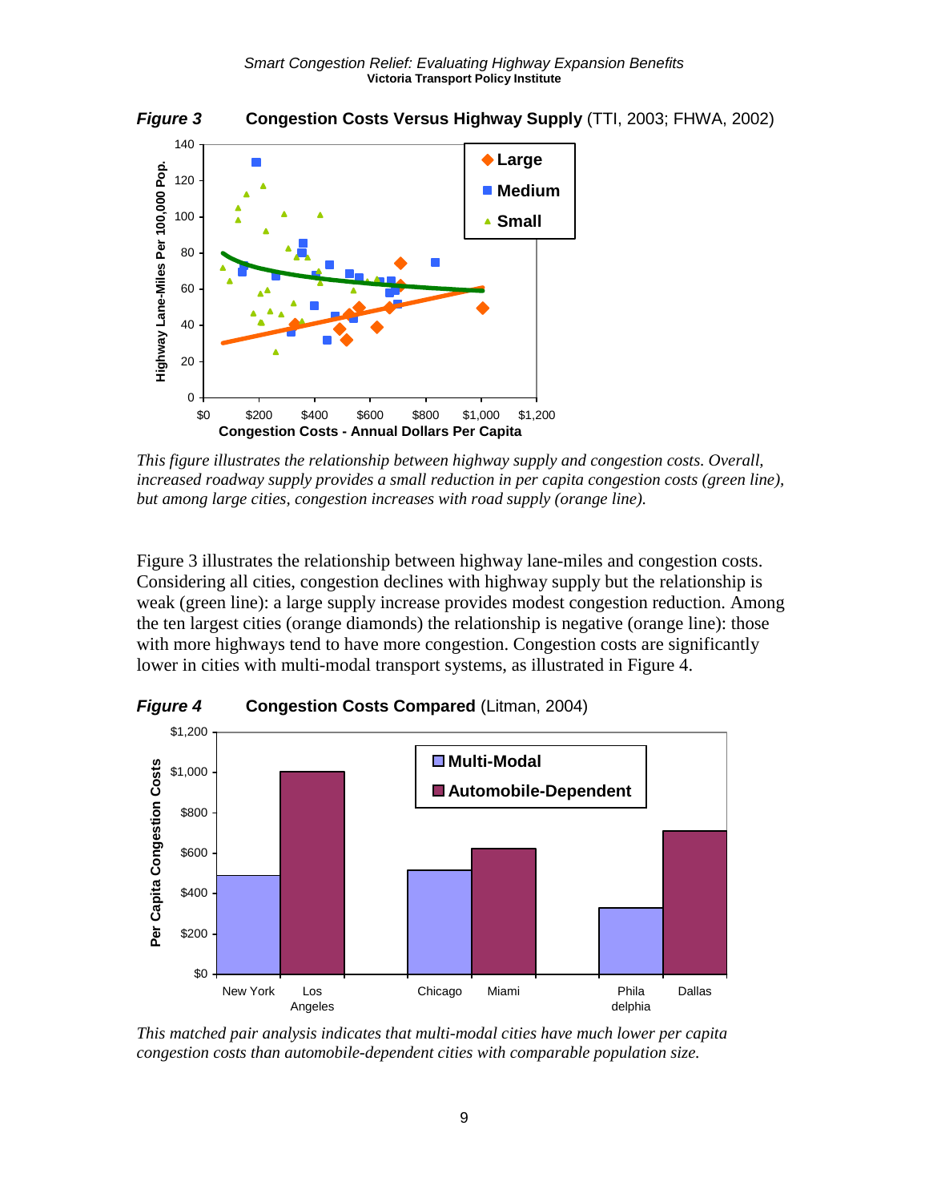***Figure 3*** **Congestion Costs Versus Highway Supply** (TTI, 2003; FHWA, 2002)

*This figure illustrates the relationship between highway supply and congestion costs. Overall, increased roadway supply provides a small reduction in per capita congestion costs (green line), but among large cities, congestion increases with road supply (orange line).*

Figure 3 illustrates the relationship between highway lane-miles and congestion costs. Considering all cities, congestion declines with highway supply but the relationship is weak (green line): a large supply increase provides modest congestion reduction. Among the ten largest cities (orange diamonds) the relationship is negative (orange line): those with more highways tend to have more congestion. Congestion costs are significantly lower in cities with multi-modal transport systems, as illustrated in Figure 4.

***Figure 4*** **Congestion Costs Compared** (Litman, 2004)

*This matched pair analysis indicates that multi-modal cities have much lower per capita congestion costs than automobile-dependent cities with comparable population size.*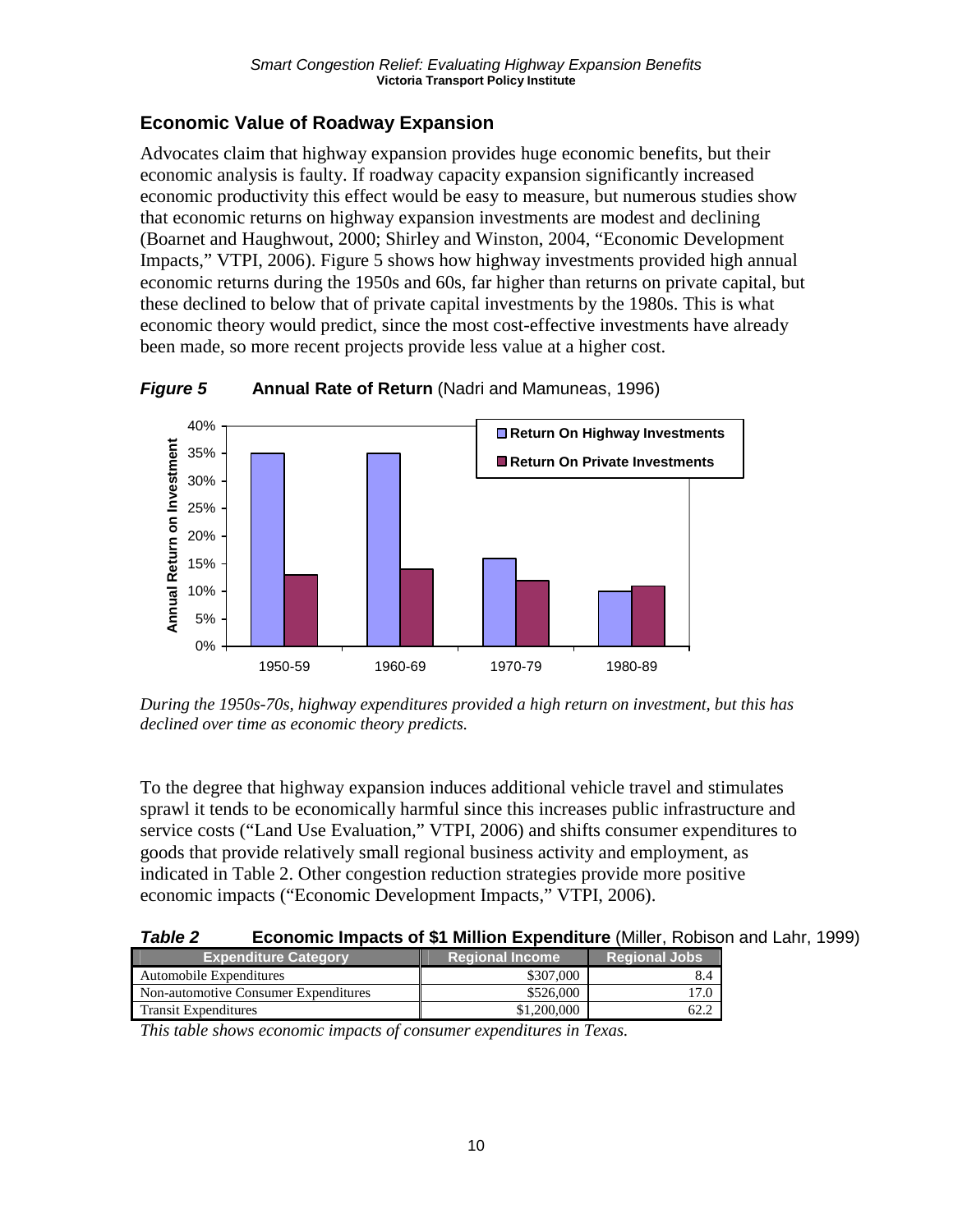## Economic Value of Roadway Expansion

Advocates claim that highway expansion provides huge economic benefits, but their economic analysis is faulty. If roadway capacity expansion significantly increased economic productivity this effect would be easy to measure, but numerous studies show that economic returns on highway expansion investments are modest and declining (Boarnet and Haughwout, 2000; Shirley and Winston, 2004, "Economic Development Impacts," VTPI, 2006). Figure 5 shows how highway investments provided high annual economic returns during the 1950s and 60s, far higher than returns on private capital, but these declined to below that of private capital investments by the 1980s. This is what economic theory would predict, since the most cost-effective investments have already been made, so more recent projects provide less value at a higher cost.

***Figure 5*** **Annual Rate of Return** (Nadri and Mamuneas, 1996)

*During the 1950s-70s, highway expenditures provided a high return on investment, but this has declined over time as economic theory predicts.*

To the degree that highway expansion induces additional vehicle travel and stimulates sprawl it tends to be economically harmful since this increases public infrastructure and service costs ("Land Use Evaluation," VTPI, 2006) and shifts consumer expenditures to goods that provide relatively small regional business activity and employment, as indicated in Table 2. Other congestion reduction strategies provide more positive economic impacts ("Economic Development Impacts," VTPI, 2006).

***Table 2*** **Economic Impacts of $1 Million Expenditure** (Miller, Robison and Lahr, 1999)

| Expenditure Category | Regional Income | Regional Jobs |
|---|---|---|
| Automobile Expenditures | $307,000 | 8.4 |
| Non-automotive Consumer Expenditures | $526,000 | 17.0 |
| Transit Expenditures | $1,200,000 | 62.2 |

*This table shows economic impacts of consumer expenditures in Texas.*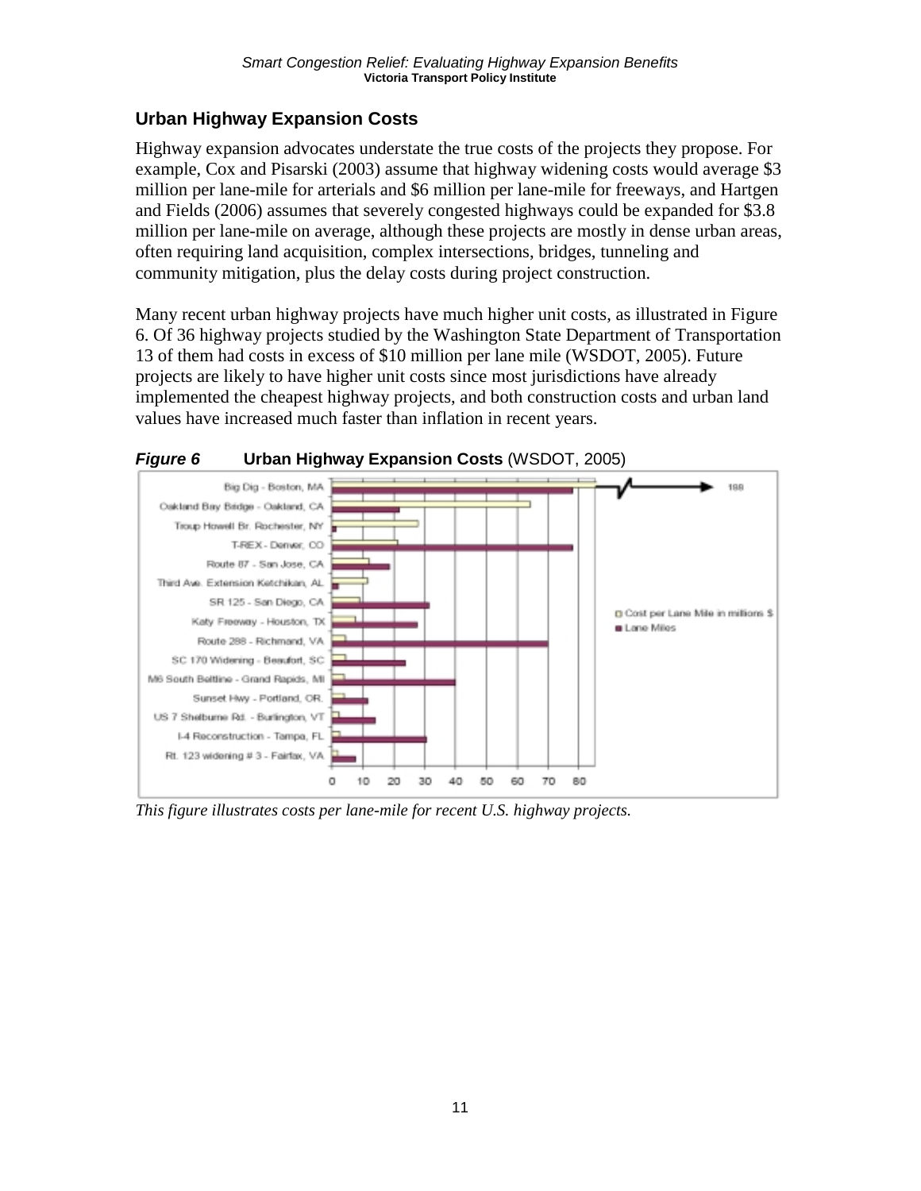## Urban Highway Expansion Costs

Highway expansion advocates understate the true costs of the projects they propose. For example, Cox and Pisarski (2003) assume that highway widening costs would average $3 million per lane-mile for arterials and $6 million per lane-mile for freeways, and Hartgen and Fields (2006) assumes that severely congested highways could be expanded for $3.8 million per lane-mile on average, although these projects are mostly in dense urban areas, often requiring land acquisition, complex intersections, bridges, tunneling and community mitigation, plus the delay costs during project construction.

Many recent urban highway projects have much higher unit costs, as illustrated in Figure 6. Of 36 highway projects studied by the Washington State Department of Transportation 13 of them had costs in excess of $10 million per lane mile (WSDOT, 2005). Future projects are likely to have higher unit costs since most jurisdictions have already implemented the cheapest highway projects, and both construction costs and urban land values have increased much faster than inflation in recent years.

***Figure 6*** **Urban Highway Expansion Costs** (WSDOT, 2005)

*This figure illustrates costs per lane-mile for recent U.S. highway projects.*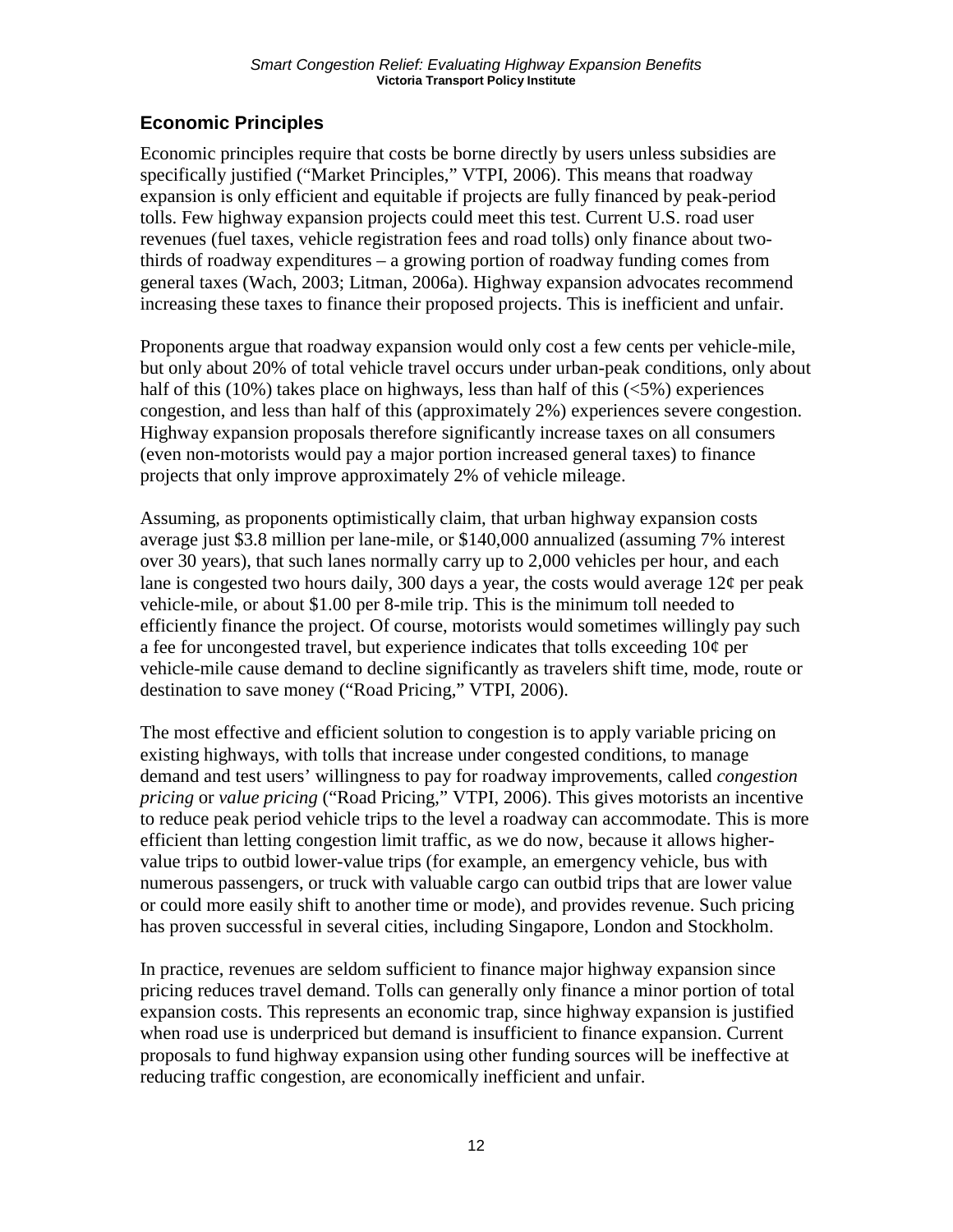## Economic Principles

Economic principles require that costs be borne directly by users unless subsidies are specifically justified ("Market Principles," VTPI, 2006). This means that roadway expansion is only efficient and equitable if projects are fully financed by peak-period tolls. Few highway expansion projects could meet this test. Current U.S. road user revenues (fuel taxes, vehicle registration fees and road tolls) only finance about two-thirds of roadway expenditures – a growing portion of roadway funding comes from general taxes (Wach, 2003; Litman, 2006a). Highway expansion advocates recommend increasing these taxes to finance their proposed projects. This is inefficient and unfair.

Proponents argue that roadway expansion would only cost a few cents per vehicle-mile, but only about 20% of total vehicle travel occurs under urban-peak conditions, only about half of this (10%) takes place on highways, less than half of this (<5%) experiences congestion, and less than half of this (approximately 2%) experiences severe congestion. Highway expansion proposals therefore significantly increase taxes on all consumers (even non-motorists would pay a major portion increased general taxes) to finance projects that only improve approximately 2% of vehicle mileage.

Assuming, as proponents optimistically claim, that urban highway expansion costs average just $3.8 million per lane-mile, or $140,000 annualized (assuming 7% interest over 30 years), that such lanes normally carry up to 2,000 vehicles per hour, and each lane is congested two hours daily, 300 days a year, the costs would average 12¢ per peak vehicle-mile, or about $1.00 per 8-mile trip. This is the minimum toll needed to efficiently finance the project. Of course, motorists would sometimes willingly pay such a fee for uncongested travel, but experience indicates that tolls exceeding 10¢ per vehicle-mile cause demand to decline significantly as travelers shift time, mode, route or destination to save money ("Road Pricing," VTPI, 2006).

The most effective and efficient solution to congestion is to apply variable pricing on existing highways, with tolls that increase under congested conditions, to manage demand and test users' willingness to pay for roadway improvements, called *congestion pricing* or *value pricing* ("Road Pricing," VTPI, 2006). This gives motorists an incentive to reduce peak period vehicle trips to the level a roadway can accommodate. This is more efficient than letting congestion limit traffic, as we do now, because it allows higher-value trips to outbid lower-value trips (for example, an emergency vehicle, bus with numerous passengers, or truck with valuable cargo can outbid trips that are lower value or could more easily shift to another time or mode), and provides revenue. Such pricing has proven successful in several cities, including Singapore, London and Stockholm.

In practice, revenues are seldom sufficient to finance major highway expansion since pricing reduces travel demand. Tolls can generally only finance a minor portion of total expansion costs. This represents an economic trap, since highway expansion is justified when road use is underpriced but demand is insufficient to finance expansion. Current proposals to fund highway expansion using other funding sources will be ineffective at reducing traffic congestion, are economically inefficient and unfair.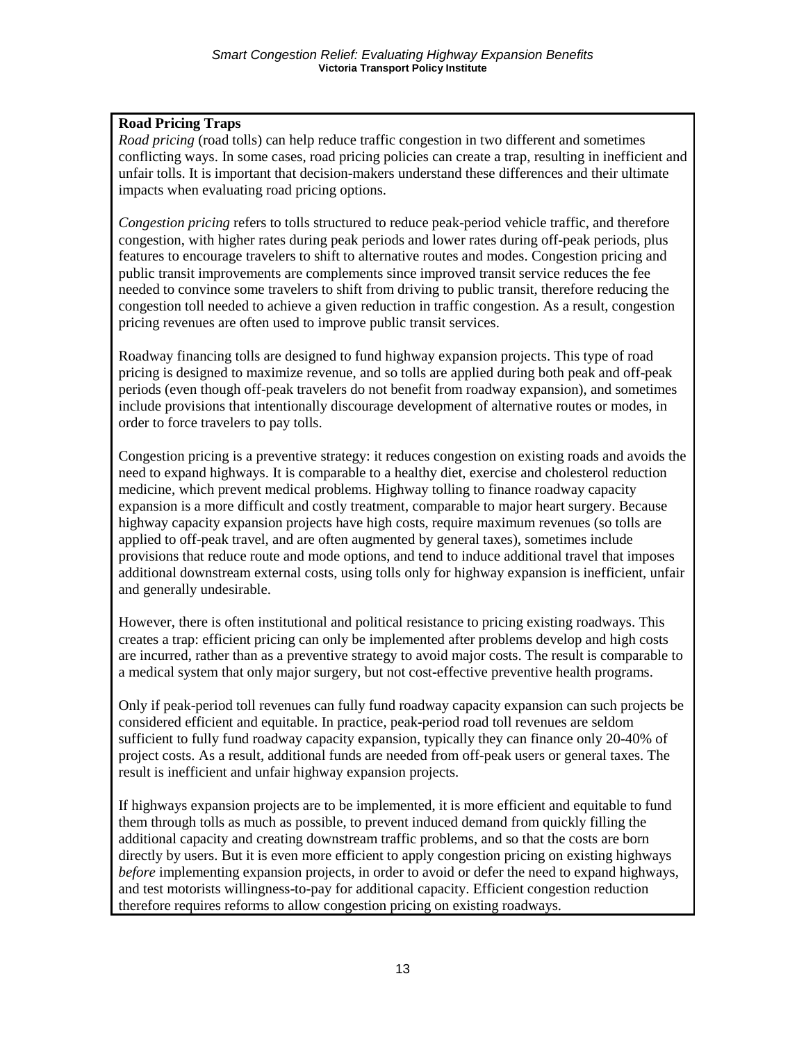**Road Pricing Traps**

*Road pricing* (road tolls) can help reduce traffic congestion in two different and sometimes conflicting ways. In some cases, road pricing policies can create a trap, resulting in inefficient and unfair tolls. It is important that decision-makers understand these differences and their ultimate impacts when evaluating road pricing options.

*Congestion pricing* refers to tolls structured to reduce peak-period vehicle traffic, and therefore congestion, with higher rates during peak periods and lower rates during off-peak periods, plus features to encourage travelers to shift to alternative routes and modes. Congestion pricing and public transit improvements are complements since improved transit service reduces the fee needed to convince some travelers to shift from driving to public transit, therefore reducing the congestion toll needed to achieve a given reduction in traffic congestion. As a result, congestion pricing revenues are often used to improve public transit services.

Roadway financing tolls are designed to fund highway expansion projects. This type of road pricing is designed to maximize revenue, and so tolls are applied during both peak and off-peak periods (even though off-peak travelers do not benefit from roadway expansion), and sometimes include provisions that intentionally discourage development of alternative routes or modes, in order to force travelers to pay tolls.

Congestion pricing is a preventive strategy: it reduces congestion on existing roads and avoids the need to expand highways. It is comparable to a healthy diet, exercise and cholesterol reduction medicine, which prevent medical problems. Highway tolling to finance roadway capacity expansion is a more difficult and costly treatment, comparable to major heart surgery. Because highway capacity expansion projects have high costs, require maximum revenues (so tolls are applied to off-peak travel, and are often augmented by general taxes), sometimes include provisions that reduce route and mode options, and tend to induce additional travel that imposes additional downstream external costs, using tolls only for highway expansion is inefficient, unfair and generally undesirable.

However, there is often institutional and political resistance to pricing existing roadways. This creates a trap: efficient pricing can only be implemented after problems develop and high costs are incurred, rather than as a preventive strategy to avoid major costs. The result is comparable to a medical system that only major surgery, but not cost-effective preventive health programs.

Only if peak-period toll revenues can fully fund roadway capacity expansion can such projects be considered efficient and equitable. In practice, peak-period road toll revenues are seldom sufficient to fully fund roadway capacity expansion, typically they can finance only 20-40% of project costs. As a result, additional funds are needed from off-peak users or general taxes. The result is inefficient and unfair highway expansion projects.

If highways expansion projects are to be implemented, it is more efficient and equitable to fund them through tolls as much as possible, to prevent induced demand from quickly filling the additional capacity and creating downstream traffic problems, and so that the costs are born directly by users. But it is even more efficient to apply congestion pricing on existing highways *before* implementing expansion projects, in order to avoid or defer the need to expand highways, and test motorists willingness-to-pay for additional capacity. Efficient congestion reduction therefore requires reforms to allow congestion pricing on existing roadways.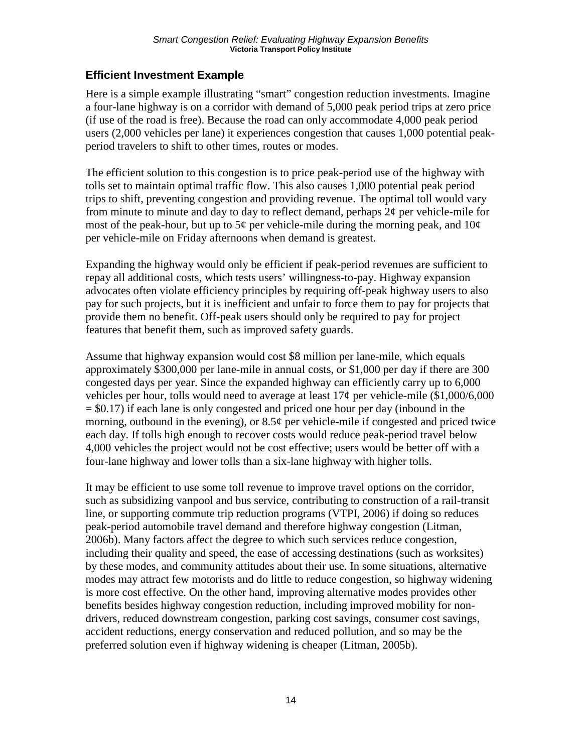## Efficient Investment Example

Here is a simple example illustrating "smart" congestion reduction investments. Imagine a four-lane highway is on a corridor with demand of 5,000 peak period trips at zero price (if use of the road is free). Because the road can only accommodate 4,000 peak period users (2,000 vehicles per lane) it experiences congestion that causes 1,000 potential peak-period travelers to shift to other times, routes or modes.

The efficient solution to this congestion is to price peak-period use of the highway with tolls set to maintain optimal traffic flow. This also causes 1,000 potential peak period trips to shift, preventing congestion and providing revenue. The optimal toll would vary from minute to minute and day to day to reflect demand, perhaps 2¢ per vehicle-mile for most of the peak-hour, but up to 5¢ per vehicle-mile during the morning peak, and 10¢ per vehicle-mile on Friday afternoons when demand is greatest.

Expanding the highway would only be efficient if peak-period revenues are sufficient to repay all additional costs, which tests users' willingness-to-pay. Highway expansion advocates often violate efficiency principles by requiring off-peak highway users to also pay for such projects, but it is inefficient and unfair to force them to pay for projects that provide them no benefit. Off-peak users should only be required to pay for project features that benefit them, such as improved safety guards.

Assume that highway expansion would cost $8 million per lane-mile, which equals approximately $300,000 per lane-mile in annual costs, or $1,000 per day if there are 300 congested days per year. Since the expanded highway can efficiently carry up to 6,000 vehicles per hour, tolls would need to average at least 17¢ per vehicle-mile ($1,000/6,000 = $0.17) if each lane is only congested and priced one hour per day (inbound in the morning, outbound in the evening), or 8.5¢ per vehicle-mile if congested and priced twice each day. If tolls high enough to recover costs would reduce peak-period travel below 4,000 vehicles the project would not be cost effective; users would be better off with a four-lane highway and lower tolls than a six-lane highway with higher tolls.

It may be efficient to use some toll revenue to improve travel options on the corridor, such as subsidizing vanpool and bus service, contributing to construction of a rail-transit line, or supporting commute trip reduction programs (VTPI, 2006) if doing so reduces peak-period automobile travel demand and therefore highway congestion (Litman, 2006b). Many factors affect the degree to which such services reduce congestion, including their quality and speed, the ease of accessing destinations (such as worksites) by these modes, and community attitudes about their use. In some situations, alternative modes may attract few motorists and do little to reduce congestion, so highway widening is more cost effective. On the other hand, improving alternative modes provides other benefits besides highway congestion reduction, including improved mobility for non-drivers, reduced downstream congestion, parking cost savings, consumer cost savings, accident reductions, energy conservation and reduced pollution, and so may be the preferred solution even if highway widening is cheaper (Litman, 2005b).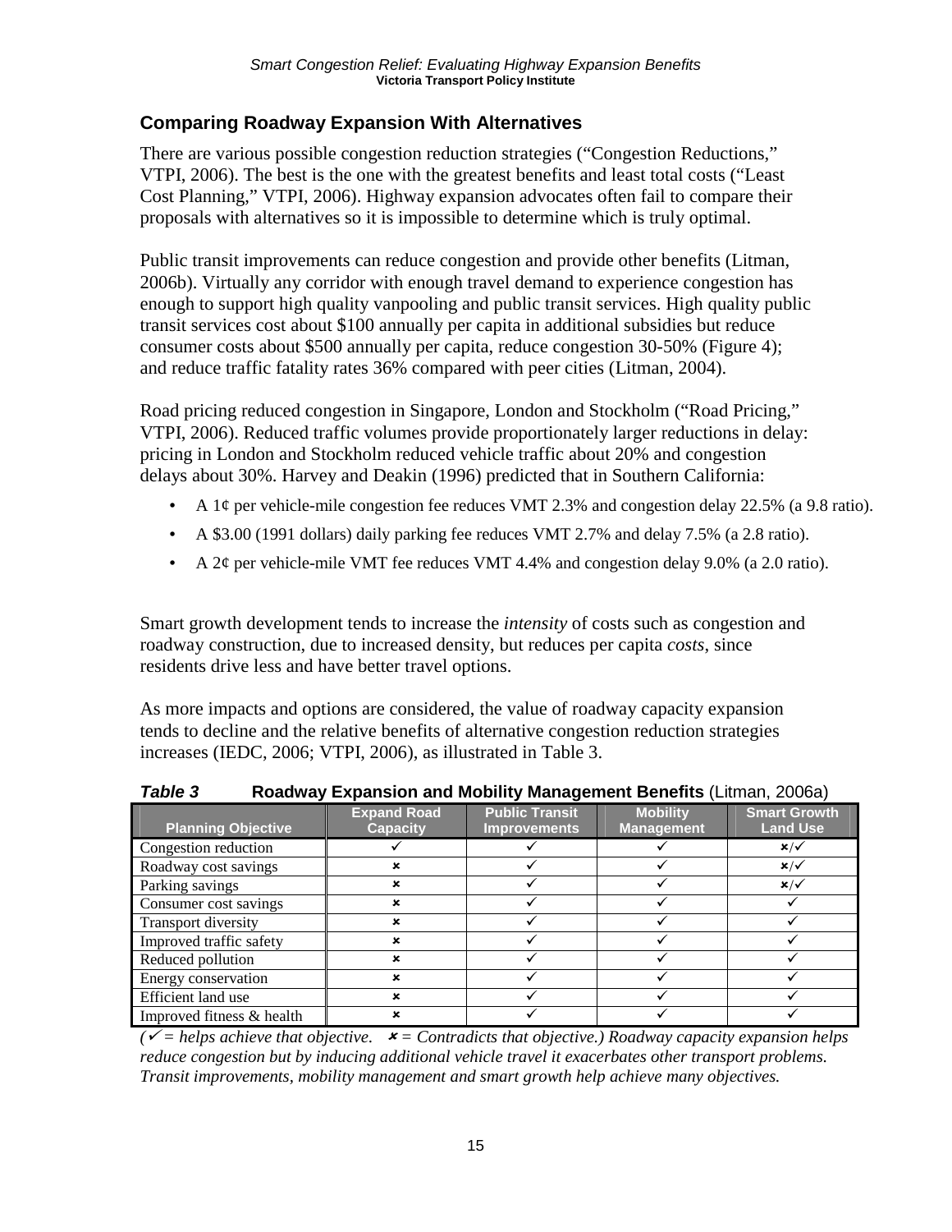## Comparing Roadway Expansion With Alternatives

There are various possible congestion reduction strategies ("Congestion Reductions," VTPI, 2006). The best is the one with the greatest benefits and least total costs ("Least Cost Planning," VTPI, 2006). Highway expansion advocates often fail to compare their proposals with alternatives so it is impossible to determine which is truly optimal.

Public transit improvements can reduce congestion and provide other benefits (Litman, 2006b). Virtually any corridor with enough travel demand to experience congestion has enough to support high quality vanpooling and public transit services. High quality public transit services cost about $100 annually per capita in additional subsidies but reduce consumer costs about $500 annually per capita, reduce congestion 30-50% (Figure 4); and reduce traffic fatality rates 36% compared with peer cities (Litman, 2004).

Road pricing reduced congestion in Singapore, London and Stockholm ("Road Pricing," VTPI, 2006). Reduced traffic volumes provide proportionately larger reductions in delay: pricing in London and Stockholm reduced vehicle traffic about 20% and congestion delays about 30%. Harvey and Deakin (1996) predicted that in Southern California:

- A 1¢ per vehicle-mile congestion fee reduces VMT 2.3% and congestion delay 22.5% (a 9.8 ratio).
- A $3.00 (1991 dollars) daily parking fee reduces VMT 2.7% and delay 7.5% (a 2.8 ratio).
- A 2¢ per vehicle-mile VMT fee reduces VMT 4.4% and congestion delay 9.0% (a 2.0 ratio).

Smart growth development tends to increase the *intensity* of costs such as congestion and roadway construction, due to increased density, but reduces per capita *costs*, since residents drive less and have better travel options.

As more impacts and options are considered, the value of roadway capacity expansion tends to decline and the relative benefits of alternative congestion reduction strategies increases (IEDC, 2006; VTPI, 2006), as illustrated in Table 3.

***Table 3*** **Roadway Expansion and Mobility Management Benefits** (Litman, 2006a)

| Planning Objective | Expand Road Capacity | Public Transit Improvements | Mobility Management | Smart Growth Land Use |
|---|---|---|---|---|
| Congestion reduction | ✓ | ✓ | ✓ | ✗/✓ |
| Roadway cost savings | ✗ | ✓ | ✓ | ✗/✓ |
| Parking savings | ✗ | ✓ | ✓ | ✗/✓ |
| Consumer cost savings | ✗ | ✓ | ✓ | ✓ |
| Transport diversity | ✗ | ✓ | ✓ | ✓ |
| Improved traffic safety | ✗ | ✓ | ✓ | ✓ |
| Reduced pollution | ✗ | ✓ | ✓ | ✓ |
| Energy conservation | ✗ | ✓ | ✓ | ✓ |
| Efficient land use | ✗ | ✓ | ✓ | ✓ |
| Improved fitness & health | ✗ | ✓ | ✓ | ✓ |

*(✓ = helps achieve that objective. ✗ = Contradicts that objective.) Roadway capacity expansion helps reduce congestion but by inducing additional vehicle travel it exacerbates other transport problems. Transit improvements, mobility management and smart growth help achieve many objectives.*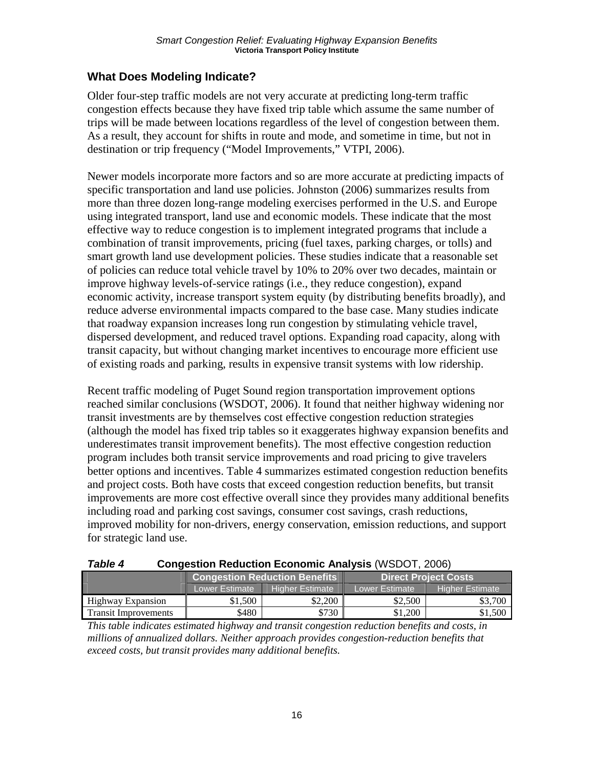## What Does Modeling Indicate?

Older four-step traffic models are not very accurate at predicting long-term traffic congestion effects because they have fixed trip table which assume the same number of trips will be made between locations regardless of the level of congestion between them. As a result, they account for shifts in route and mode, and sometime in time, but not in destination or trip frequency ("Model Improvements," VTPI, 2006).

Newer models incorporate more factors and so are more accurate at predicting impacts of specific transportation and land use policies. Johnston (2006) summarizes results from more than three dozen long-range modeling exercises performed in the U.S. and Europe using integrated transport, land use and economic models. These indicate that the most effective way to reduce congestion is to implement integrated programs that include a combination of transit improvements, pricing (fuel taxes, parking charges, or tolls) and smart growth land use development policies. These studies indicate that a reasonable set of policies can reduce total vehicle travel by 10% to 20% over two decades, maintain or improve highway levels-of-service ratings (i.e., they reduce congestion), expand economic activity, increase transport system equity (by distributing benefits broadly), and reduce adverse environmental impacts compared to the base case. Many studies indicate that roadway expansion increases long run congestion by stimulating vehicle travel, dispersed development, and reduced travel options. Expanding road capacity, along with transit capacity, but without changing market incentives to encourage more efficient use of existing roads and parking, results in expensive transit systems with low ridership.

Recent traffic modeling of Puget Sound region transportation improvement options reached similar conclusions (WSDOT, 2006). It found that neither highway widening nor transit investments are by themselves cost effective congestion reduction strategies (although the model has fixed trip tables so it exaggerates highway expansion benefits and underestimates transit improvement benefits). The most effective congestion reduction program includes both transit service improvements and road pricing to give travelers better options and incentives. Table 4 summarizes estimated congestion reduction benefits and project costs. Both have costs that exceed congestion reduction benefits, but transit improvements are more cost effective overall since they provides many additional benefits including road and parking cost savings, consumer cost savings, crash reductions, improved mobility for non-drivers, energy conservation, emission reductions, and support for strategic land use.

***Table 4*** **Congestion Reduction Economic Analysis** (WSDOT, 2006)

| | Congestion Reduction Benefits | | Direct Project Costs | |
|---|---|---|---|---|
| | Lower Estimate | Higher Estimate | Lower Estimate | Higher Estimate |
| Highway Expansion | $1,500 | $2,200 | $2,500 | $3,700 |
| Transit Improvements | $480 | $730 | $1,200 | $1,500 |

*This table indicates estimated highway and transit congestion reduction benefits and costs, in millions of annualized dollars. Neither approach provides congestion-reduction benefits that exceed costs, but transit provides many additional benefits.*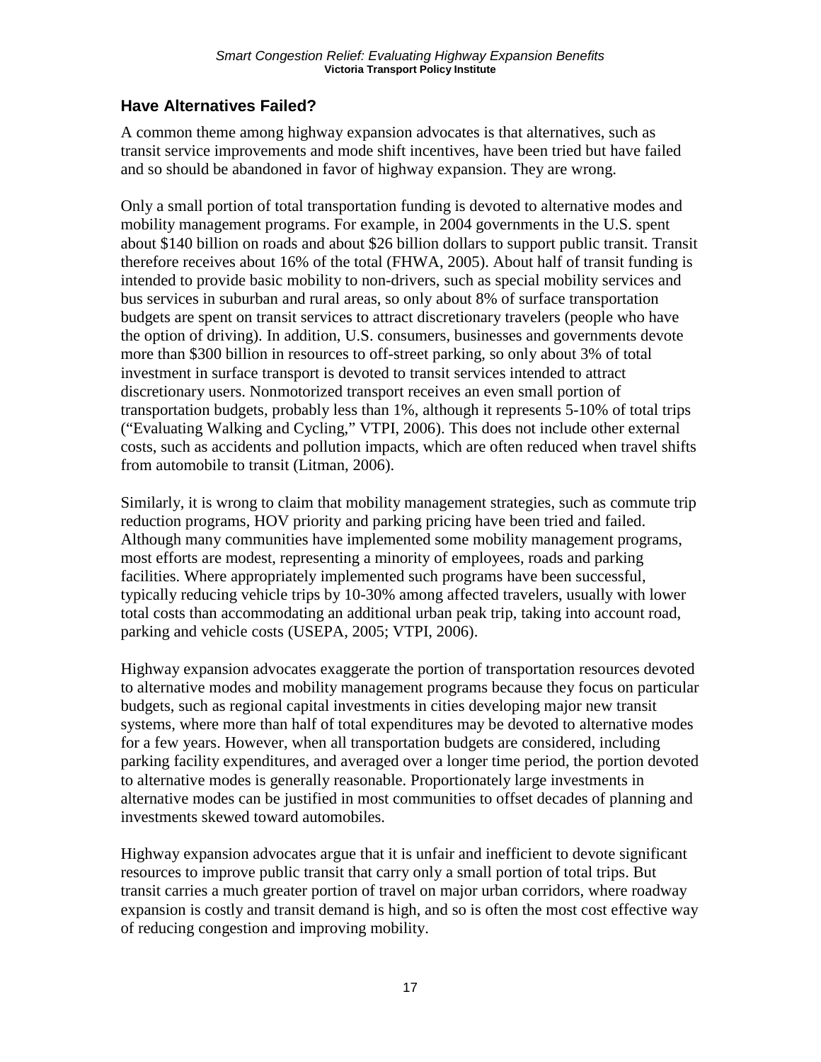## Have Alternatives Failed?

A common theme among highway expansion advocates is that alternatives, such as transit service improvements and mode shift incentives, have been tried but have failed and so should be abandoned in favor of highway expansion. They are wrong.

Only a small portion of total transportation funding is devoted to alternative modes and mobility management programs. For example, in 2004 governments in the U.S. spent about $140 billion on roads and about $26 billion dollars to support public transit. Transit therefore receives about 16% of the total (FHWA, 2005). About half of transit funding is intended to provide basic mobility to non-drivers, such as special mobility services and bus services in suburban and rural areas, so only about 8% of surface transportation budgets are spent on transit services to attract discretionary travelers (people who have the option of driving). In addition, U.S. consumers, businesses and governments devote more than $300 billion in resources to off-street parking, so only about 3% of total investment in surface transport is devoted to transit services intended to attract discretionary users. Nonmotorized transport receives an even small portion of transportation budgets, probably less than 1%, although it represents 5-10% of total trips ("Evaluating Walking and Cycling," VTPI, 2006). This does not include other external costs, such as accidents and pollution impacts, which are often reduced when travel shifts from automobile to transit (Litman, 2006).

Similarly, it is wrong to claim that mobility management strategies, such as commute trip reduction programs, HOV priority and parking pricing have been tried and failed. Although many communities have implemented some mobility management programs, most efforts are modest, representing a minority of employees, roads and parking facilities. Where appropriately implemented such programs have been successful, typically reducing vehicle trips by 10-30% among affected travelers, usually with lower total costs than accommodating an additional urban peak trip, taking into account road, parking and vehicle costs (USEPA, 2005; VTPI, 2006).

Highway expansion advocates exaggerate the portion of transportation resources devoted to alternative modes and mobility management programs because they focus on particular budgets, such as regional capital investments in cities developing major new transit systems, where more than half of total expenditures may be devoted to alternative modes for a few years. However, when all transportation budgets are considered, including parking facility expenditures, and averaged over a longer time period, the portion devoted to alternative modes is generally reasonable. Proportionately large investments in alternative modes can be justified in most communities to offset decades of planning and investments skewed toward automobiles.

Highway expansion advocates argue that it is unfair and inefficient to devote significant resources to improve public transit that carry only a small portion of total trips. But transit carries a much greater portion of travel on major urban corridors, where roadway expansion is costly and transit demand is high, and so is often the most cost effective way of reducing congestion and improving mobility.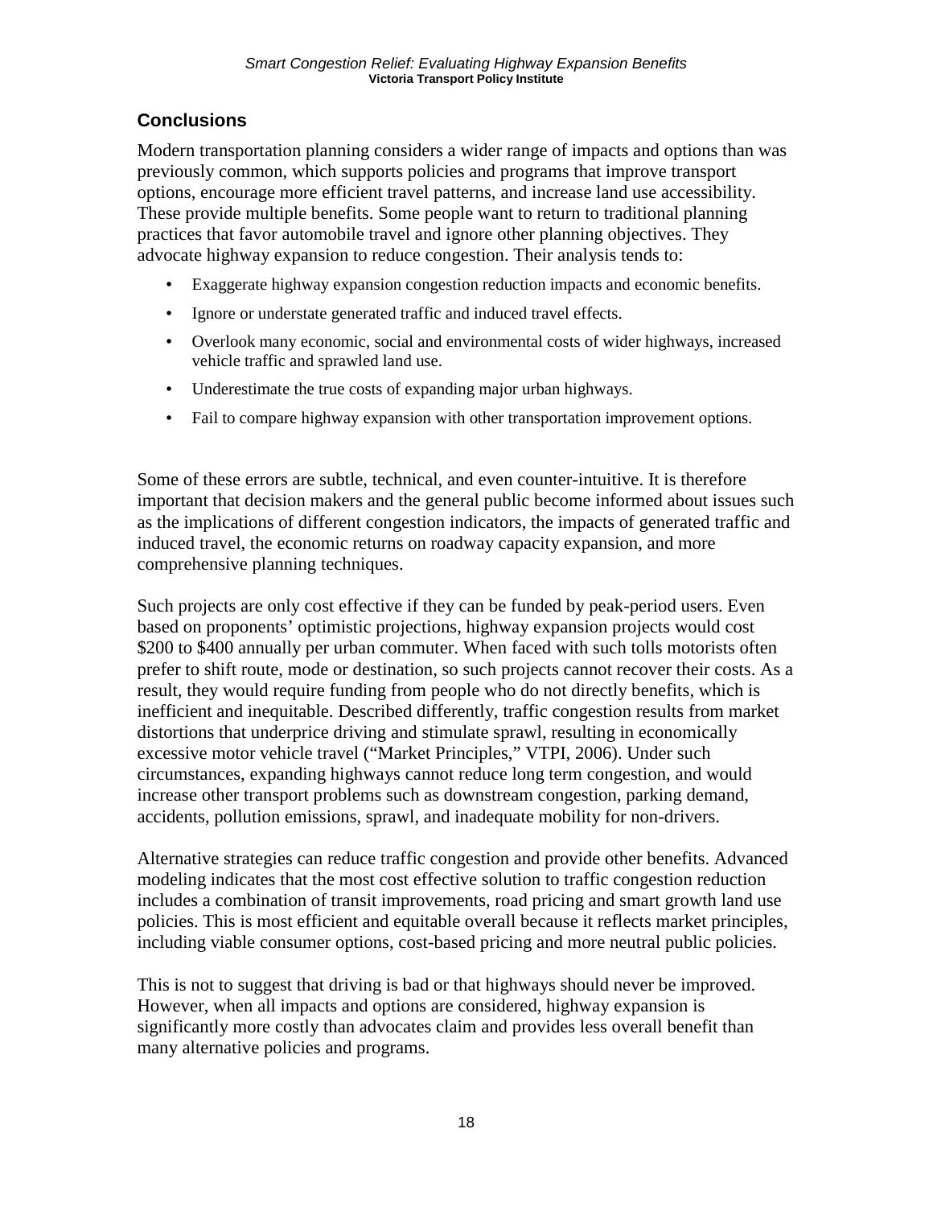## Conclusions

Modern transportation planning considers a wider range of impacts and options than was previously common, which supports policies and programs that improve transport options, encourage more efficient travel patterns, and increase land use accessibility. These provide multiple benefits. Some people want to return to traditional planning practices that favor automobile travel and ignore other planning objectives. They advocate highway expansion to reduce congestion. Their analysis tends to:

- Exaggerate highway expansion congestion reduction impacts and economic benefits.
- Ignore or understate generated traffic and induced travel effects.
- Overlook many economic, social and environmental costs of wider highways, increased vehicle traffic and sprawled land use.
- Underestimate the true costs of expanding major urban highways.
- Fail to compare highway expansion with other transportation improvement options.

Some of these errors are subtle, technical, and even counter-intuitive. It is therefore important that decision makers and the general public become informed about issues such as the implications of different congestion indicators, the impacts of generated traffic and induced travel, the economic returns on roadway capacity expansion, and more comprehensive planning techniques.

Such projects are only cost effective if they can be funded by peak-period users. Even based on proponents' optimistic projections, highway expansion projects would cost $200 to $400 annually per urban commuter. When faced with such tolls motorists often prefer to shift route, mode or destination, so such projects cannot recover their costs. As a result, they would require funding from people who do not directly benefits, which is inefficient and inequitable. Described differently, traffic congestion results from market distortions that underprice driving and stimulate sprawl, resulting in economically excessive motor vehicle travel ("Market Principles," VTPI, 2006). Under such circumstances, expanding highways cannot reduce long term congestion, and would increase other transport problems such as downstream congestion, parking demand, accidents, pollution emissions, sprawl, and inadequate mobility for non-drivers.

Alternative strategies can reduce traffic congestion and provide other benefits. Advanced modeling indicates that the most cost effective solution to traffic congestion reduction includes a combination of transit improvements, road pricing and smart growth land use policies. This is most efficient and equitable overall because it reflects market principles, including viable consumer options, cost-based pricing and more neutral public policies.

This is not to suggest that driving is bad or that highways should never be improved. However, when all impacts and options are considered, highway expansion is significantly more costly than advocates claim and provides less overall benefit than many alternative policies and programs.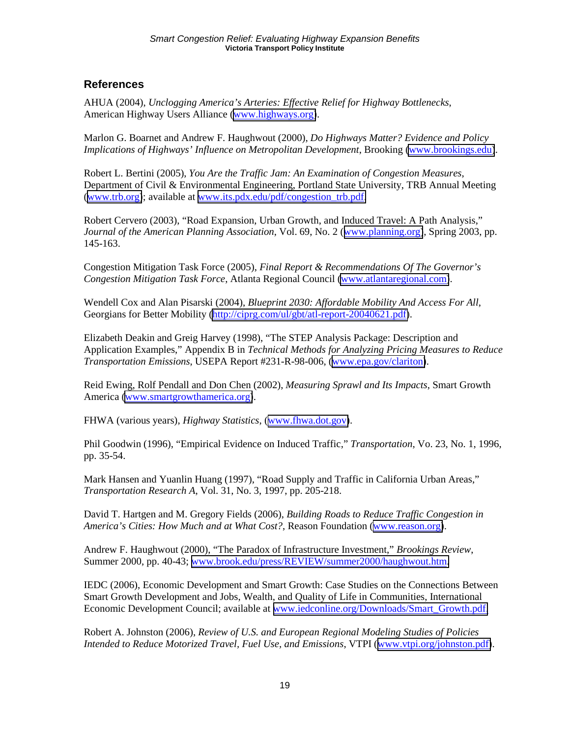## References

AHUA (2004), *Unclogging America's Arteries: Effective Relief for Highway Bottlenecks*, American Highway Users Alliance (www.highways.org).

Marlon G. Boarnet and Andrew F. Haughwout (2000), *Do Highways Matter? Evidence and Policy Implications of Highways' Influence on Metropolitan Development*, Brooking (www.brookings.edu).

Robert L. Bertini (2005), *You Are the Traffic Jam: An Examination of Congestion Measures*, Department of Civil & Environmental Engineering, Portland State University, TRB Annual Meeting (www.trb.org); available at www.its.pdx.edu/pdf/congestion_trb.pdf.

Robert Cervero (2003), "Road Expansion, Urban Growth, and Induced Travel: A Path Analysis," *Journal of the American Planning Association*, Vol. 69, No. 2 (www.planning.org), Spring 2003, pp. 145-163.

Congestion Mitigation Task Force (2005), *Final Report & Recommendations Of The Governor's Congestion Mitigation Task Force*, Atlanta Regional Council (www.atlantaregional.com).

Wendell Cox and Alan Pisarski (2004), *Blueprint 2030: Affordable Mobility And Access For All*, Georgians for Better Mobility (http://ciprg.com/ul/gbt/atl-report-20040621.pdf).

Elizabeth Deakin and Greig Harvey (1998), "The STEP Analysis Package: Description and Application Examples," Appendix B in *Technical Methods for Analyzing Pricing Measures to Reduce Transportation Emissions*, USEPA Report #231-R-98-006, (www.epa.gov/clariton).

Reid Ewing, Rolf Pendall and Don Chen (2002), *Measuring Sprawl and Its Impacts*, Smart Growth America (www.smartgrowthamerica.org).

FHWA (various years), *Highway Statistics*, (www.fhwa.dot.gov).

Phil Goodwin (1996), "Empirical Evidence on Induced Traffic," *Transportation*, Vo. 23, No. 1, 1996, pp. 35-54.

Mark Hansen and Yuanlin Huang (1997), "Road Supply and Traffic in California Urban Areas," *Transportation Research A*, Vol. 31, No. 3, 1997, pp. 205-218.

David T. Hartgen and M. Gregory Fields (2006), *Building Roads to Reduce Traffic Congestion in America's Cities: How Much and at What Cost?*, Reason Foundation (www.reason.org).

Andrew F. Haughwout (2000), "The Paradox of Infrastructure Investment," *Brookings Review*, Summer 2000, pp. 40-43; www.brook.edu/press/REVIEW/summer2000/haughwout.htm.

IEDC (2006), Economic Development and Smart Growth: Case Studies on the Connections Between Smart Growth Development and Jobs, Wealth, and Quality of Life in Communities, International Economic Development Council; available at www.iedconline.org/Downloads/Smart_Growth.pdf.

Robert A. Johnston (2006), *Review of U.S. and European Regional Modeling Studies of Policies Intended to Reduce Motorized Travel, Fuel Use, and Emissions*, VTPI (www.vtpi.org/johnston.pdf).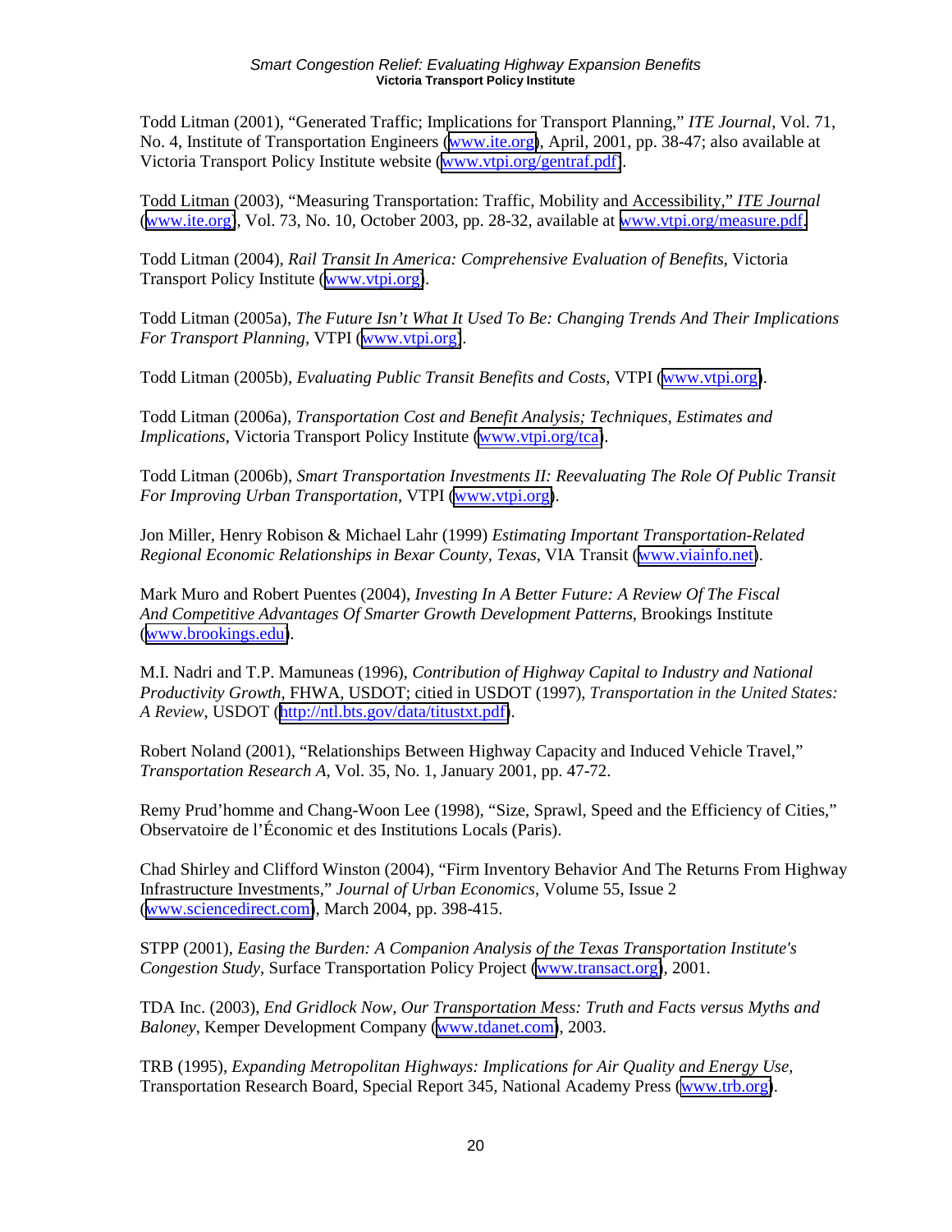Todd Litman (2001), "Generated Traffic; Implications for Transport Planning," *ITE Journal*, Vol. 71, No. 4, Institute of Transportation Engineers (www.ite.org), April, 2001, pp. 38-47; also available at Victoria Transport Policy Institute website (www.vtpi.org/gentraf.pdf).

Todd Litman (2003), "Measuring Transportation: Traffic, Mobility and Accessibility," *ITE Journal* (www.ite.org), Vol. 73, No. 10, October 2003, pp. 28-32, available at www.vtpi.org/measure.pdf.

Todd Litman (2004), *Rail Transit In America: Comprehensive Evaluation of Benefits*, Victoria Transport Policy Institute (www.vtpi.org).

Todd Litman (2005a), *The Future Isn't What It Used To Be: Changing Trends And Their Implications For Transport Planning*, VTPI (www.vtpi.org).

Todd Litman (2005b), *Evaluating Public Transit Benefits and Costs*, VTPI (www.vtpi.org).

Todd Litman (2006a), *Transportation Cost and Benefit Analysis; Techniques, Estimates and Implications*, Victoria Transport Policy Institute (www.vtpi.org/tca).

Todd Litman (2006b), *Smart Transportation Investments II: Reevaluating The Role Of Public Transit For Improving Urban Transportation*, VTPI (www.vtpi.org).

Jon Miller, Henry Robison & Michael Lahr (1999) *Estimating Important Transportation-Related Regional Economic Relationships in Bexar County, Texas*, VIA Transit (www.viainfo.net).

Mark Muro and Robert Puentes (2004), *Investing In A Better Future: A Review Of The Fiscal And Competitive Advantages Of Smarter Growth Development Patterns*, Brookings Institute (www.brookings.edu).

M.I. Nadri and T.P. Mamuneas (1996), *Contribution of Highway Capital to Industry and National Productivity Growth*, FHWA, USDOT; citied in USDOT (1997), *Transportation in the United States: A Review*, USDOT (http://ntl.bts.gov/data/titustxt.pdf).

Robert Noland (2001), "Relationships Between Highway Capacity and Induced Vehicle Travel," *Transportation Research A*, Vol. 35, No. 1, January 2001, pp. 47-72.

Remy Prud'homme and Chang-Woon Lee (1998), "Size, Sprawl, Speed and the Efficiency of Cities," Observatoire de l'Économic et des Institutions Locals (Paris).

Chad Shirley and Clifford Winston (2004), "Firm Inventory Behavior And The Returns From Highway Infrastructure Investments," *Journal of Urban Economics*, Volume 55, Issue 2 (www.sciencedirect.com), March 2004, pp. 398-415.

STPP (2001), *Easing the Burden: A Companion Analysis of the Texas Transportation Institute's Congestion Study*, Surface Transportation Policy Project (www.transact.org), 2001.

TDA Inc. (2003), *End Gridlock Now, Our Transportation Mess: Truth and Facts versus Myths and Baloney*, Kemper Development Company (www.tdanet.com), 2003.

TRB (1995), *Expanding Metropolitan Highways: Implications for Air Quality and Energy Use*, Transportation Research Board, Special Report 345, National Academy Press (www.trb.org).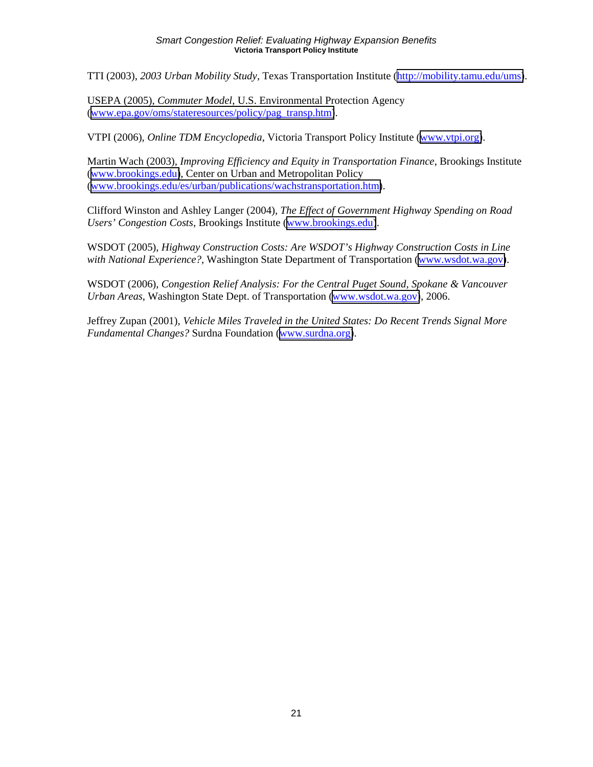TTI (2003), *2003 Urban Mobility Study*, Texas Transportation Institute (http://mobility.tamu.edu/ums).

USEPA (2005), *Commuter Model*, U.S. Environmental Protection Agency (www.epa.gov/oms/stateresources/policy/pag_transp.htm).

VTPI (2006), *Online TDM Encyclopedia*, Victoria Transport Policy Institute (www.vtpi.org).

Martin Wach (2003), *Improving Efficiency and Equity in Transportation Finance*, Brookings Institute (www.brookings.edu), Center on Urban and Metropolitan Policy (www.brookings.edu/es/urban/publications/wachstransportation.htm).

Clifford Winston and Ashley Langer (2004), *The Effect of Government Highway Spending on Road Users' Congestion Costs*, Brookings Institute (www.brookings.edu).

WSDOT (2005), *Highway Construction Costs: Are WSDOT's Highway Construction Costs in Line with National Experience?*, Washington State Department of Transportation (www.wsdot.wa.gov).

WSDOT (2006), *Congestion Relief Analysis: For the Central Puget Sound, Spokane & Vancouver Urban Areas*, Washington State Dept. of Transportation (www.wsdot.wa.gov), 2006.

Jeffrey Zupan (2001), *Vehicle Miles Traveled in the United States: Do Recent Trends Signal More Fundamental Changes?* Surdna Foundation (www.surdna.org).